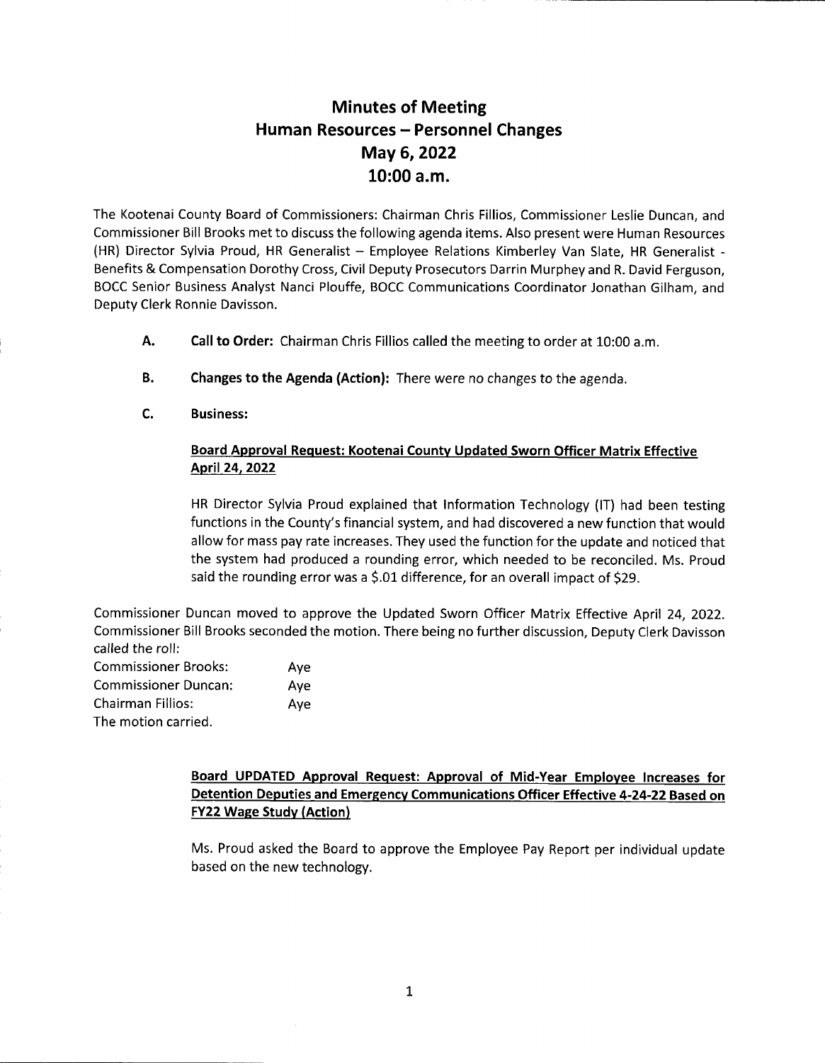# Minutes of Meeting
# Human Resources – Personnel Changes
# May 6, 2022
# 10:00 a.m.

The Kootenai County Board of Commissioners: Chairman Chris Fillios, Commissioner Leslie Duncan, and Commissioner Bill Brooks met to discuss the following agenda items. Also present were Human Resources (HR) Director Sylvia Proud, HR Generalist – Employee Relations Kimberley Van Slate, HR Generalist - Benefits & Compensation Dorothy Cross, Civil Deputy Prosecutors Darrin Murphey and R. David Ferguson, BOCC Senior Business Analyst Nanci Plouffe, BOCC Communications Coordinator Jonathan Gilham, and Deputy Clerk Ronnie Davisson.

**A. Call to Order:** Chairman Chris Fillios called the meeting to order at 10:00 a.m.

**B. Changes to the Agenda (Action):** There were no changes to the agenda.

**C. Business:**

**Board Approval Request: Kootenai County Updated Sworn Officer Matrix Effective April 24, 2022**

HR Director Sylvia Proud explained that Information Technology (IT) had been testing functions in the County's financial system, and had discovered a new function that would allow for mass pay rate increases. They used the function for the update and noticed that the system had produced a rounding error, which needed to be reconciled. Ms. Proud said the rounding error was a $.01 difference, for an overall impact of $29.

Commissioner Duncan moved to approve the Updated Sworn Officer Matrix Effective April 24, 2022. Commissioner Bill Brooks seconded the motion. There being no further discussion, Deputy Clerk Davisson called the roll:

| | |
|---|---|
| Commissioner Brooks: | Aye |
| Commissioner Duncan: | Aye |
| Chairman Fillios: | Aye |

The motion carried.

**Board UPDATED Approval Request: Approval of Mid-Year Employee Increases for Detention Deputies and Emergency Communications Officer Effective 4-24-22 Based on FY22 Wage Study (Action)**

Ms. Proud asked the Board to approve the Employee Pay Report per individual update based on the new technology.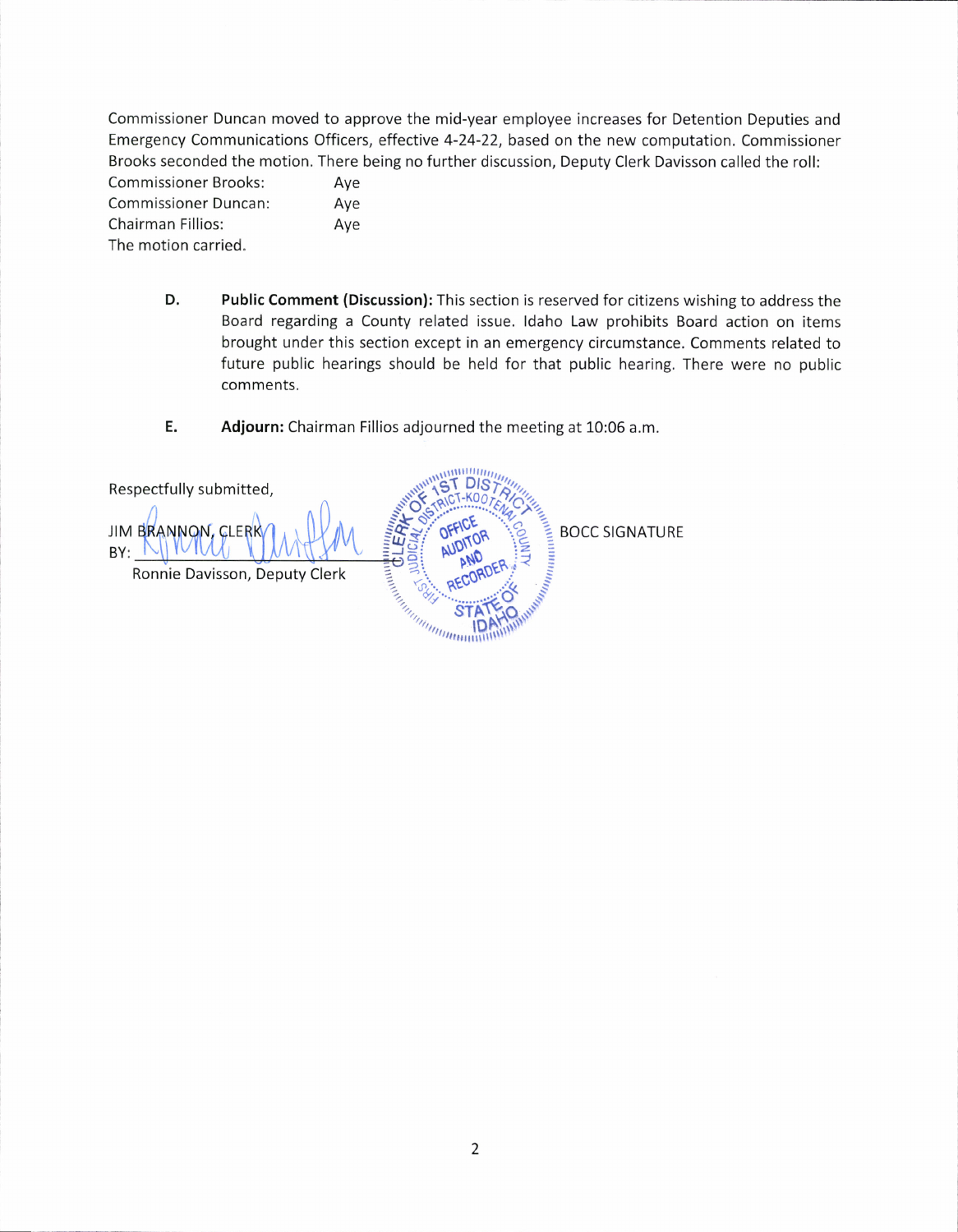Commissioner Duncan moved to approve the mid-year employee increases for Detention Deputies and Emergency Communications Officers, effective 4-24-22, based on the new computation. Commissioner Brooks seconded the motion. There being no further discussion, Deputy Clerk Davisson called the roll:

Commissioner Brooks: Aye
Commissioner Duncan: Aye
Chairman Fillios: Aye

The motion carried.

**D.** **Public Comment (Discussion):** This section is reserved for citizens wishing to address the Board regarding a County related issue. Idaho Law prohibits Board action on items brought under this section except in an emergency circumstance. Comments related to future public hearings should be held for that public hearing. There were no public comments.

**E.** **Adjourn:** Chairman Fillios adjourned the meeting at 10:06 a.m.

Respectfully submitted,

JIM BRANNON, CLERK
BY: ______________________
Ronnie Davisson, Deputy Clerk

CLERK OF 1ST DISTRICT
FIRST JUDICIAL DISTRICT-KOOTENAI COUNTY
OFFICE AUDITOR AND RECORDER
STATE OF IDAHO

BOCC SIGNATURE